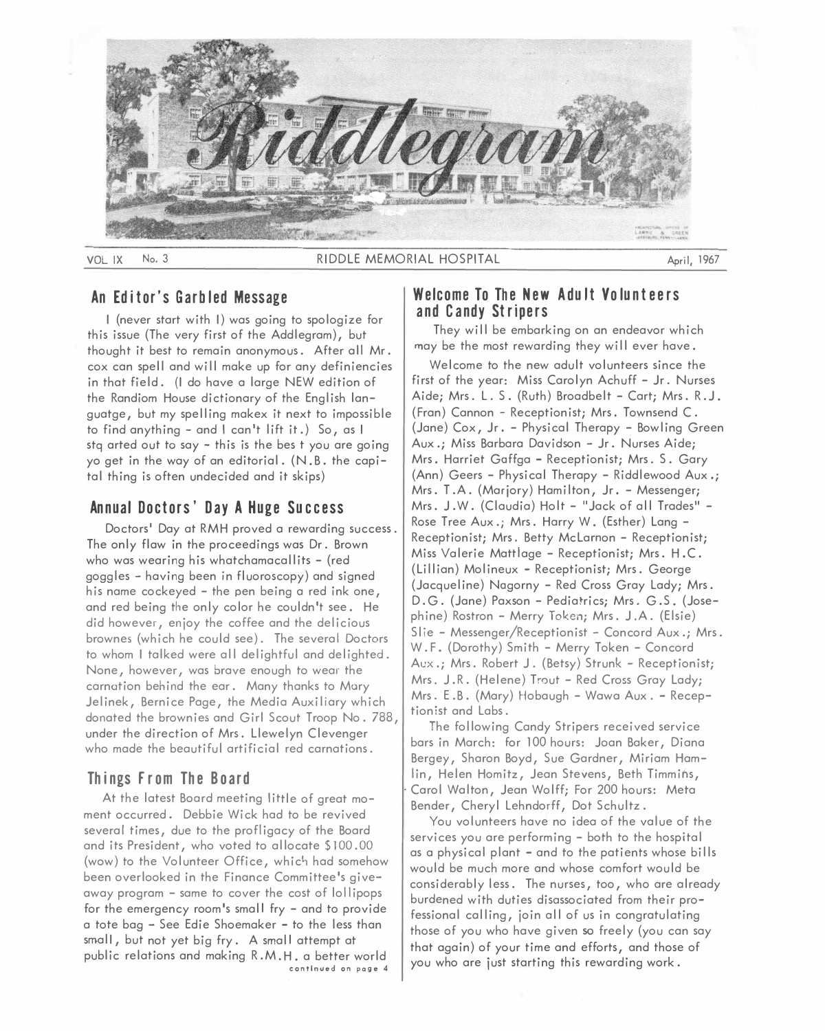# Riddlegram

VOL IX No. 3 RIDDLE MEMORIAL HOSPITAL April, 1967

## An Editor's Garbled Message

I (never start with I) was going to spologize for this issue (The very first of the Addlegram), but thought it best to remain anonymous. After all Mr. cox can spell and will make up for any definiencies in that field. (I do have a large NEW edition of the Randiom House dictionary of the English languatge, but my spelling makex it next to impossible to find anything - and I can't lift it.) So, as I stq arted out to say - this is the bes t you are going yo get in the way of an editorial. (N.B. the capital thing is often undecided and it skips)

## Annual Doctors' Day A Huge Success

Doctors' Day at RMH proved a rewarding success. The only flaw in the proceedings was Dr. Brown who was wearing his whatchamacallits - (red goggles - having been in fluoroscopy) and signed his name cockeyed - the pen being a red ink one, and red being the only color he couldn't see. He did however, enjoy the coffee and the delicious brownes (which he could see). The several Doctors to whom I talked were all delightful and delighted. None, however, was brave enough to wear the carnation behind the ear. Many thanks to Mary Jelinek, Bernice Page, the Media Auxiliary which donated the brownies and Girl Scout Troop No. 788, under the direction of Mrs. Llewelyn Clevenger who made the beautiful artificial red carnations.

## Things From The Board

At the latest Board meeting little of great moment occurred. Debbie Wick had to be revived several times, due to the profligacy of the Board and its President, who voted to allocate $100.00 (wow) to the Volunteer Office, which had somehow been overlooked in the Finance Committee's give-away program - same to cover the cost of lollipops for the emergency room's small fry - and to provide a tote bag - See Edie Shoemaker - to the less than small, but not yet big fry. A small attempt at public relations and making R.M.H. a better world

continued on page 4

## Welcome To The New Adult Volunteers and Candy Stripers

They will be embarking on an endeavor which may be the most rewarding they will ever have.

Welcome to the new adult volunteers since the first of the year: Miss Carolyn Achuff - Jr. Nurses Aide; Mrs. L. S. (Ruth) Broadbelt - Cart; Mrs. R.J. (Fran) Cannon - Receptionist; Mrs. Townsend C. (Jane) Cox, Jr. - Physical Therapy - Bowling Green Aux.; Miss Barbara Davidson - Jr. Nurses Aide; Mrs. Harriet Gaffga - Receptionist; Mrs. S. Gary (Ann) Geers - Physical Therapy - Riddlewood Aux.; Mrs. T.A. (Marjory) Hamilton, Jr. - Messenger; Mrs. J.W. (Claudia) Holt - "Jack of all Trades" - Rose Tree Aux.; Mrs. Harry W. (Esther) Lang - Receptionist; Mrs. Betty McLarnon - Receptionist; Miss Valerie Mattlage - Receptionist; Mrs. H.C. (Lillian) Molineux - Receptionist; Mrs. George (Jacqueline) Nagorny - Red Cross Gray Lady; Mrs. D.G. (Jane) Paxson - Pediatrics; Mrs. G.S. (Josephine) Rostron - Merry Token; Mrs. J.A. (Elsie) Slie - Messenger/Receptionist - Concord Aux.; Mrs. W.F. (Dorothy) Smith - Merry Token - Concord Aux.; Mrs. Robert J. (Betsy) Strunk - Receptionist; Mrs. J.R. (Helene) Trout - Red Cross Gray Lady; Mrs. E.B. (Mary) Hobaugh - Wawa Aux. - Receptionist and Labs.

The following Candy Stripers received service bars in March: for 100 hours: Joan Baker, Diana Bergey, Sharon Boyd, Sue Gardner, Miriam Hamlin, Helen Homitz, Jean Stevens, Beth Timmins, Carol Walton, Jean Wolff; For 200 hours: Meta Bender, Cheryl Lehndorff, Dot Schultz.

You volunteers have no idea of the value of the services you are performing - both to the hospital as a physical plant - and to the patients whose bills would be much more and whose comfort would be considerably less. The nurses, too, who are already burdened with duties disassociated from their professional calling, join all of us in congratulating those of you who have given so freely (you can say that again) of your time and efforts, and those of you who are just starting this rewarding work.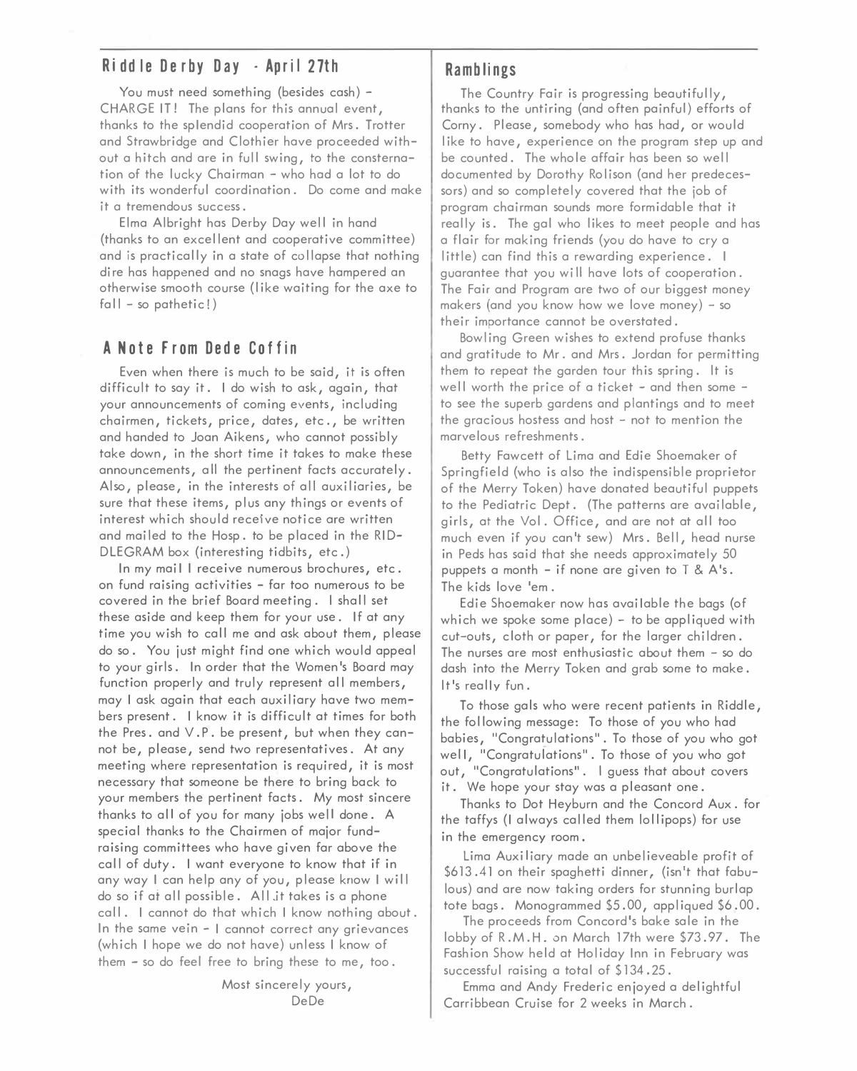## Riddle Derby Day - April 27th

You must need something (besides cash) - CHARGE IT! The plans for this annual event, thanks to the splendid cooperation of Mrs. Trotter and Strawbridge and Clothier have proceeded without a hitch and are in full swing, to the consternation of the lucky Chairman - who had a lot to do with its wonderful coordination. Do come and make it a tremendous success.

Elma Albright has Derby Day well in hand (thanks to an excellent and cooperative committee) and is practically in a state of collapse that nothing dire has happened and no snags have hampered an otherwise smooth course (like waiting for the axe to fall - so pathetic!)

## A Note From Dede Coffin

Even when there is much to be said, it is often difficult to say it. I do wish to ask, again, that your announcements of coming events, including chairmen, tickets, price, dates, etc., be written and handed to Joan Aikens, who cannot possibly take down, in the short time it takes to make these announcements, all the pertinent facts accurately. Also, please, in the interests of all auxiliaries, be sure that these items, plus any things or events of interest which should receive notice are written and mailed to the Hosp. to be placed in the RIDDLEGRAM box (interesting tidbits, etc.)

In my mail I receive numerous brochures, etc. on fund raising activities - far too numerous to be covered in the brief Board meeting. I shall set these aside and keep them for your use. If at any time you wish to call me and ask about them, please do so. You just might find one which would appeal to your girls. In order that the Women's Board may function properly and truly represent all members, may I ask again that each auxiliary have two members present. I know it is difficult at times for both the Pres. and V.P. be present, but when they cannot be, please, send two representatives. At any meeting where representation is required, it is most necessary that someone be there to bring back to your members the pertinent facts. My most sincere thanks to all of you for many jobs well done. A special thanks to the Chairmen of major fund-raising committees who have given far above the call of duty. I want everyone to know that if in any way I can help any of you, please know I will do so if at all possible. All it takes is a phone call. I cannot do that which I know nothing about. In the same vein - I cannot correct any grievances (which I hope we do not have) unless I know of them - so do feel free to bring these to me, too.

Most sincerely yours,
DeDe

## Ramblings

The Country Fair is progressing beautifully, thanks to the untiring (and often painful) efforts of Corny. Please, somebody who has had, or would like to have, experience on the program step up and be counted. The whole affair has been so well documented by Dorothy Rolison (and her predecessors) and so completely covered that the job of program chairman sounds more formidable that it really is. The gal who likes to meet people and has a flair for making friends (you do have to cry a little) can find this a rewarding experience. I guarantee that you will have lots of cooperation. The Fair and Program are two of our biggest money makers (and you know how we love money) - so their importance cannot be overstated.

Bowling Green wishes to extend profuse thanks and gratitude to Mr. and Mrs. Jordan for permitting them to repeat the garden tour this spring. It is well worth the price of a ticket - and then some - to see the superb gardens and plantings and to meet the gracious hostess and host - not to mention the marvelous refreshments.

Betty Fawcett of Lima and Edie Shoemaker of Springfield (who is also the indispensible proprietor of the Merry Token) have donated beautiful puppets to the Pediatric Dept. (The patterns are available, girls, at the Vol. Office, and are not at all too much even if you can't sew) Mrs. Bell, head nurse in Peds has said that she needs approximately 50 puppets a month - if none are given to T & A's. The kids love 'em.

Edie Shoemaker now has available the bags (of which we spoke some place) - to be appliqued with cut-outs, cloth or paper, for the larger children. The nurses are most enthusiastic about them - so do dash into the Merry Token and grab some to make. It's really fun.

To those gals who were recent patients in Riddle, the following message: To those of you who had babies, "Congratulations". To those of you who got well, "Congratulations". To those of you who got out, "Congratulations". I guess that about covers it. We hope your stay was a pleasant one.

Thanks to Dot Heyburn and the Concord Aux. for the taffys (I always called them lollipops) for use in the emergency room.

Lima Auxiliary made an unbelieveable profit of $613.41 on their spaghetti dinner, (isn't that fabulous) and are now taking orders for stunning burlap tote bags. Monogrammed $5.00, appliqued $6.00.

The proceeds from Concord's bake sale in the lobby of R.M.H. on March 17th were $73.97. The Fashion Show held at Holiday Inn in February was successful raising a total of $134.25.

Emma and Andy Frederic enjoyed a delightful Carribbean Cruise for 2 weeks in March.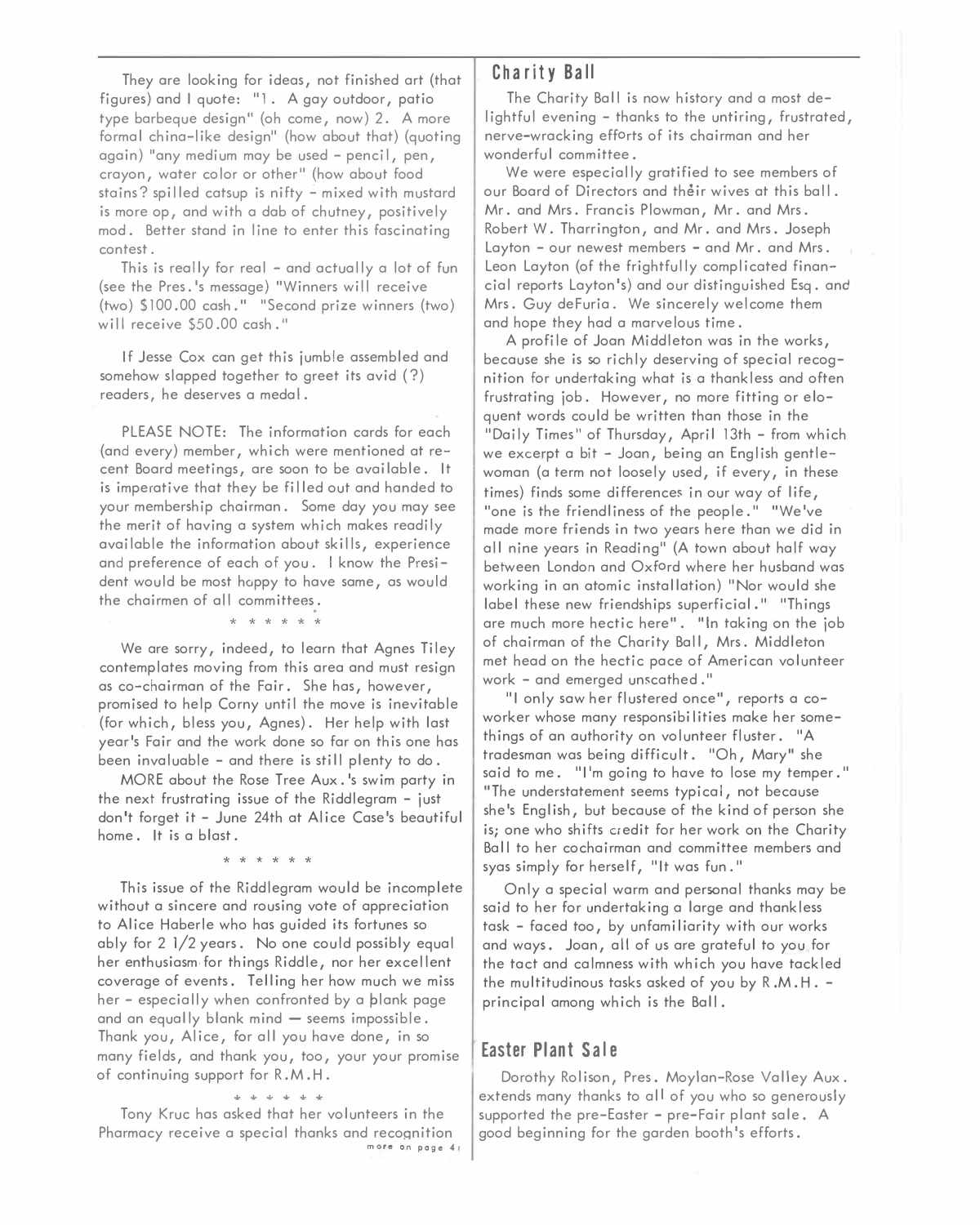They are looking for ideas, not finished art (that figures) and I quote: "1. A gay outdoor, patio type barbeque design" (oh come, now) 2. A more formal china-like design" (how about that) (quoting again) "any medium may be used - pencil, pen, crayon, water color or other" (how about food stains? spilled catsup is nifty - mixed with mustard is more op, and with a dab of chutney, positively mod. Better stand in line to enter this fascinating contest.

This is really for real - and actually a lot of fun (see the Pres.'s message) "Winners will receive (two) $100.00 cash." "Second prize winners (two) will receive $50.00 cash."

If Jesse Cox can get this jumble assembled and somehow slapped together to greet its avid (?) readers, he deserves a medal.

PLEASE NOTE: The information cards for each (and every) member, which were mentioned at recent Board meetings, are soon to be available. It is imperative that they be filled out and handed to your membership chairman. Some day you may see the merit of having a system which makes readily available the information about skills, experience and preference of each of you. I know the President would be most happy to have same, as would the chairmen of all committees.

\* \* \* \* \* \*

We are sorry, indeed, to learn that Agnes Tiley contemplates moving from this area and must resign as co-chairman of the Fair. She has, however, promised to help Corny until the move is inevitable (for which, bless you, Agnes). Her help with last year's Fair and the work done so far on this one has been invaluable - and there is still plenty to do.

MORE about the Rose Tree Aux.'s swim party in the next frustrating issue of the Riddlegram - just don't forget it - June 24th at Alice Case's beautiful home. It is a blast.

\* \* \* \* \* \*

This issue of the Riddlegram would be incomplete without a sincere and rousing vote of appreciation to Alice Haberle who has guided its fortunes so ably for 2 1/2 years. No one could possibly equal her enthusiasm for things Riddle, nor her excellent coverage of events. Telling her how much we miss her - especially when confronted by a blank page and an equally blank mind — seems impossible. Thank you, Alice, for all you have done, in so many fields, and thank you, too, your your promise of continuing support for R.M.H.

\* \* \* \* \* \*

Tony Kruc has asked that her volunteers in the Pharmacy receive a special thanks and recognition

more on page 4

## Charity Ball

The Charity Ball is now history and a most delightful evening - thanks to the untiring, frustrated, nerve-wracking efforts of its chairman and her wonderful committee.

We were especially gratified to see members of our Board of Directors and their wives at this ball. Mr. and Mrs. Francis Plowman, Mr. and Mrs. Robert W. Tharrington, and Mr. and Mrs. Joseph Layton - our newest members - and Mr. and Mrs. Leon Layton (of the frightfully complicated financial reports Layton's) and our distinguished Esq. and Mrs. Guy deFuria. We sincerely welcome them and hope they had a marvelous time.

A profile of Joan Middleton was in the works, because she is so richly deserving of special recognition for undertaking what is a thankless and often frustrating job. However, no more fitting or eloquent words could be written than those in the "Daily Times" of Thursday, April 13th - from which we excerpt a bit - Joan, being an English gentlewoman (a term not loosely used, if every, in these times) finds some differences in our way of life, "one is the friendliness of the people." "We've made more friends in two years here than we did in all nine years in Reading" (A town about half way between London and Oxford where her husband was working in an atomic installation) "Nor would she label these new friendships superficial." "Things are much more hectic here". "In taking on the job of chairman of the Charity Ball, Mrs. Middleton met head on the hectic pace of American volunteer work - and emerged unscathed."

"I only saw her flustered once", reports a coworker whose many responsibilities make her somethings of an authority on volunteer fluster. "A tradesman was being difficult. "Oh, Mary" she said to me. "I'm going to have to lose my temper." "The understatement seems typical, not because she's English, but because of the kind of person she is; one who shifts credit for her work on the Charity Ball to her cochairman and committee members and syas simply for herself, "It was fun."

Only a special warm and personal thanks may be said to her for undertaking a large and thankless task - faced too, by unfamiliarity with our works and ways. Joan, all of us are grateful to you for the tact and calmness with which you have tackled the multitudinous tasks asked of you by R.M.H. - principal among which is the Ball.

## Easter Plant Sale

Dorothy Rolison, Pres. Moylan-Rose Valley Aux. extends many thanks to all of you who so generously supported the pre-Easter - pre-Fair plant sale. A good beginning for the garden booth's efforts.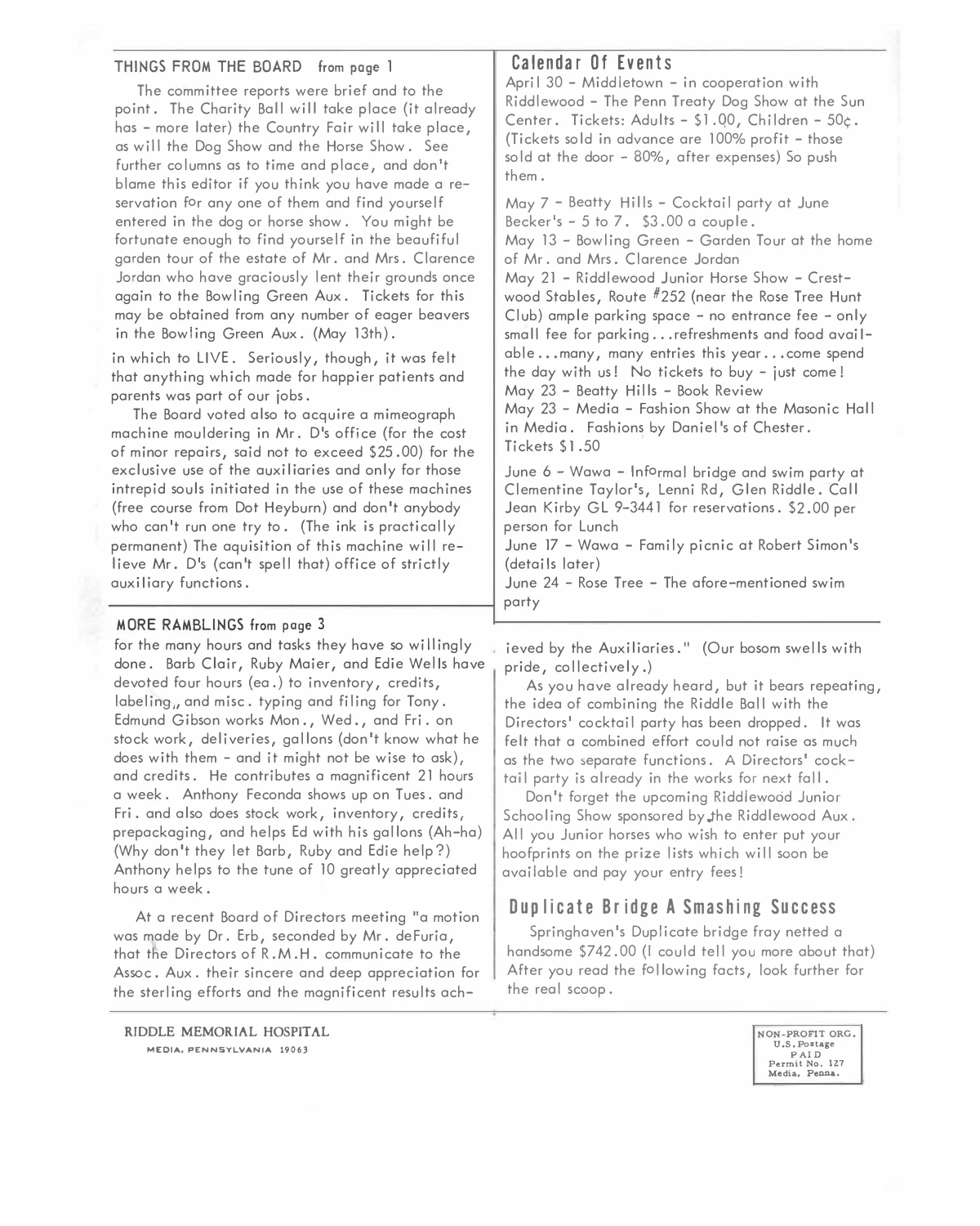### THINGS FROM THE BOARD from page 1

The committee reports were brief and to the point. The Charity Ball will take place (it already has - more later) the Country Fair will take place, as will the Dog Show and the Horse Show. See further columns as to time and place, and don't blame this editor if you think you have made a reservation for any one of them and find yourself entered in the dog or horse show. You might be fortunate enough to find yourself in the beaufiful garden tour of the estate of Mr. and Mrs. Clarence Jordan who have graciously lent their grounds once again to the Bowling Green Aux. Tickets for this may be obtained from any number of eager beavers in the Bowling Green Aux. (May 13th).

in which to LIVE. Seriously, though, it was felt that anything which made for happier patients and parents was part of our jobs.

The Board voted also to acquire a mimeograph machine mouldering in Mr. D's office (for the cost of minor repairs, said not to exceed $25.00) for the exclusive use of the auxiliaries and only for those intrepid souls initiated in the use of these machines (free course from Dot Heyburn) and don't anybody who can't run one try to. (The ink is practically permanent) The aquisition of this machine will relieve Mr. D's (can't spell that) office of strictly auxiliary functions.

### MORE RAMBLINGS from page 3

for the many hours and tasks they have so willingly done. Barb Clair, Ruby Maier, and Edie Wells have devoted four hours (ea.) to inventory, credits, labeling, and misc. typing and filing for Tony. Edmund Gibson works Mon., Wed., and Fri. on stock work, deliveries, gallons (don't know what he does with them - and it might not be wise to ask), and credits. He contributes a magnificent 21 hours a week. Anthony Feconda shows up on Tues. and Fri. and also does stock work, inventory, credits, prepackaging, and helps Ed with his gallons (Ah-ha) (Why don't they let Barb, Ruby and Edie help?) Anthony helps to the tune of 10 greatly appreciated hours a week.

At a recent Board of Directors meeting "a motion was made by Dr. Erb, seconded by Mr. deFuria, that the Directors of R.M.H. communicate to the Assoc. Aux. their sincere and deep appreciation for the sterling efforts and the magnificent results achieved by the Auxiliaries." (Our bosom swells with pride, collectively.)

As you have already heard, but it bears repeating, the idea of combining the Riddle Ball with the Directors' cocktail party has been dropped. It was felt that a combined effort could not raise as much as the two separate functions. A Directors' cocktail party is already in the works for next fall.

Don't forget the upcoming Riddlewood Junior Schooling Show sponsored by the Riddlewood Aux. All you Junior horses who wish to enter put your hoofprints on the prize lists which will soon be available and pay your entry fees!

## Calendar Of Events

April 30 - Middletown - in cooperation with Riddlewood - The Penn Treaty Dog Show at the Sun Center. Tickets: Adults - $1.00, Children - 50¢. (Tickets sold in advance are 100% profit - those sold at the door - 80%, after expenses) So push them.

May 7 - Beatty Hills - Cocktail party at June Becker's - 5 to 7. $3.00 a couple.

May 13 - Bowling Green - Garden Tour at the home of Mr. and Mrs. Clarence Jordan

May 21 - Riddlewood Junior Horse Show - Crestwood Stables, Route #252 (near the Rose Tree Hunt Club) ample parking space - no entrance fee - only small fee for parking...refreshments and food available...many, many entries this year...come spend the day with us! No tickets to buy - just come!

May 23 - Beatty Hills - Book Review

May 23 - Media - Fashion Show at the Masonic Hall in Media. Fashions by Daniel's of Chester. Tickets $1.50

June 6 - Wawa - Informal bridge and swim party at Clementine Taylor's, Lenni Rd, Glen Riddle. Call Jean Kirby GL 9-3441 for reservations. $2.00 per person for Lunch

June 17 - Wawa - Family picnic at Robert Simon's (details later)

June 24 - Rose Tree - The afore-mentioned swim party

## Duplicate Bridge A Smashing Success

Springhaven's Duplicate bridge fray netted a handsome $742.00 (I could tell you more about that) After you read the following facts, look further for the real scoop.

RIDDLE MEMORIAL HOSPITAL
MEDIA, PENNSYLVANIA 19063

NON-PROFIT ORG.
U.S. Postage
PAID
Permit No. 127
Media, Penna.